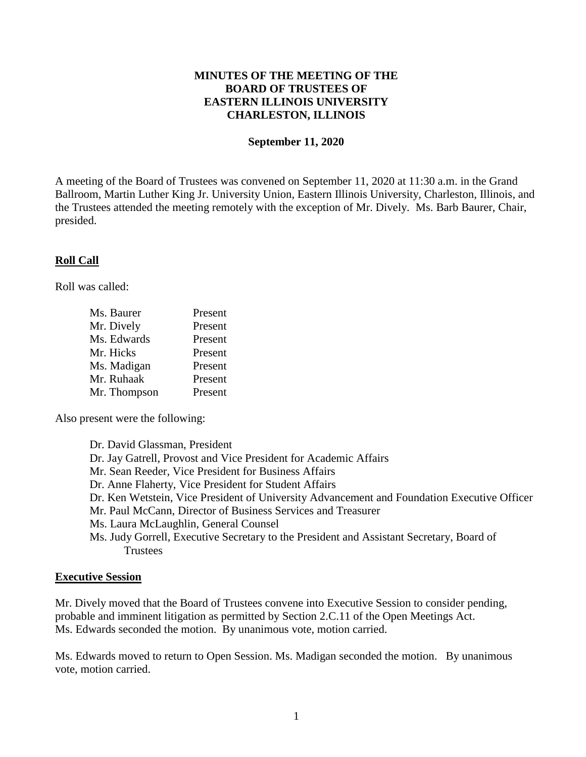**MINUTES OF THE MEETING OF THE BOARD OF TRUSTEES OF EASTERN ILLINOIS UNIVERSITY CHARLESTON, ILLINOIS**

**September 11, 2020**

A meeting of the Board of Trustees was convened on September 11, 2020 at 11:30 a.m. in the Grand Ballroom, Martin Luther King Jr. University Union, Eastern Illinois University, Charleston, Illinois, and the Trustees attended the meeting remotely with the exception of Mr. Dively. Ms. Barb Baurer, Chair, presided.

**Roll Call**

Roll was called:

| | |
|---|---|
| Ms. Baurer | Present |
| Mr. Dively | Present |
| Ms. Edwards | Present |
| Mr. Hicks | Present |
| Ms. Madigan | Present |
| Mr. Ruhaak | Present |
| Mr. Thompson | Present |

Also present were the following:

- Dr. David Glassman, President
- Dr. Jay Gatrell, Provost and Vice President for Academic Affairs
- Mr. Sean Reeder, Vice President for Business Affairs
- Dr. Anne Flaherty, Vice President for Student Affairs
- Dr. Ken Wetstein, Vice President of University Advancement and Foundation Executive Officer
- Mr. Paul McCann, Director of Business Services and Treasurer
- Ms. Laura McLaughlin, General Counsel
- Ms. Judy Gorrell, Executive Secretary to the President and Assistant Secretary, Board of Trustees

**Executive Session**

Mr. Dively moved that the Board of Trustees convene into Executive Session to consider pending, probable and imminent litigation as permitted by Section 2.C.11 of the Open Meetings Act. Ms. Edwards seconded the motion. By unanimous vote, motion carried.

Ms. Edwards moved to return to Open Session. Ms. Madigan seconded the motion. By unanimous vote, motion carried.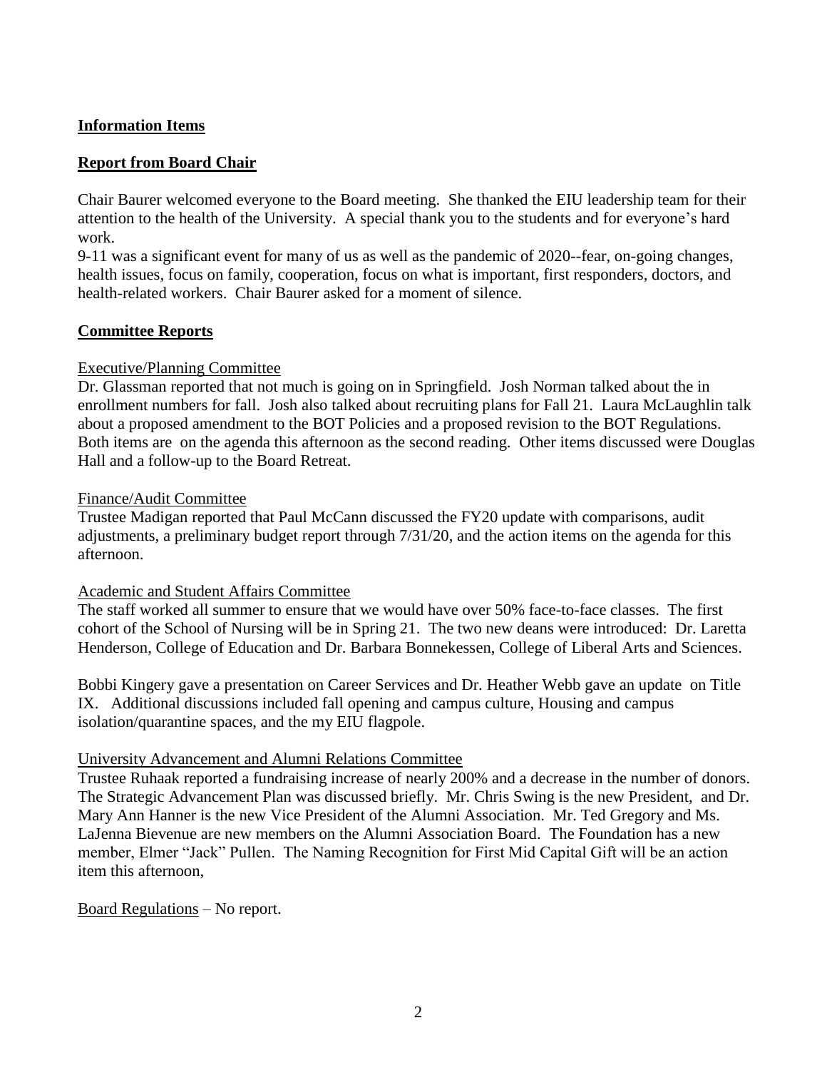## **Information Items**

## **Report from Board Chair**

Chair Baurer welcomed everyone to the Board meeting. She thanked the EIU leadership team for their attention to the health of the University. A special thank you to the students and for everyone's hard work.

9-11 was a significant event for many of us as well as the pandemic of 2020--fear, on-going changes, health issues, focus on family, cooperation, focus on what is important, first responders, doctors, and health-related workers. Chair Baurer asked for a moment of silence.

## **Committee Reports**

Executive/Planning Committee

Dr. Glassman reported that not much is going on in Springfield. Josh Norman talked about the in enrollment numbers for fall. Josh also talked about recruiting plans for Fall 21. Laura McLaughlin talk about a proposed amendment to the BOT Policies and a proposed revision to the BOT Regulations. Both items are on the agenda this afternoon as the second reading. Other items discussed were Douglas Hall and a follow-up to the Board Retreat.

Finance/Audit Committee

Trustee Madigan reported that Paul McCann discussed the FY20 update with comparisons, audit adjustments, a preliminary budget report through 7/31/20, and the action items on the agenda for this afternoon.

Academic and Student Affairs Committee

The staff worked all summer to ensure that we would have over 50% face-to-face classes. The first cohort of the School of Nursing will be in Spring 21. The two new deans were introduced: Dr. Laretta Henderson, College of Education and Dr. Barbara Bonnekessen, College of Liberal Arts and Sciences.

Bobbi Kingery gave a presentation on Career Services and Dr. Heather Webb gave an update on Title IX. Additional discussions included fall opening and campus culture, Housing and campus isolation/quarantine spaces, and the my EIU flagpole.

University Advancement and Alumni Relations Committee

Trustee Ruhaak reported a fundraising increase of nearly 200% and a decrease in the number of donors. The Strategic Advancement Plan was discussed briefly. Mr. Chris Swing is the new President, and Dr. Mary Ann Hanner is the new Vice President of the Alumni Association. Mr. Ted Gregory and Ms. LaJenna Bievenue are new members on the Alumni Association Board. The Foundation has a new member, Elmer "Jack" Pullen. The Naming Recognition for First Mid Capital Gift will be an action item this afternoon,

Board Regulations – No report.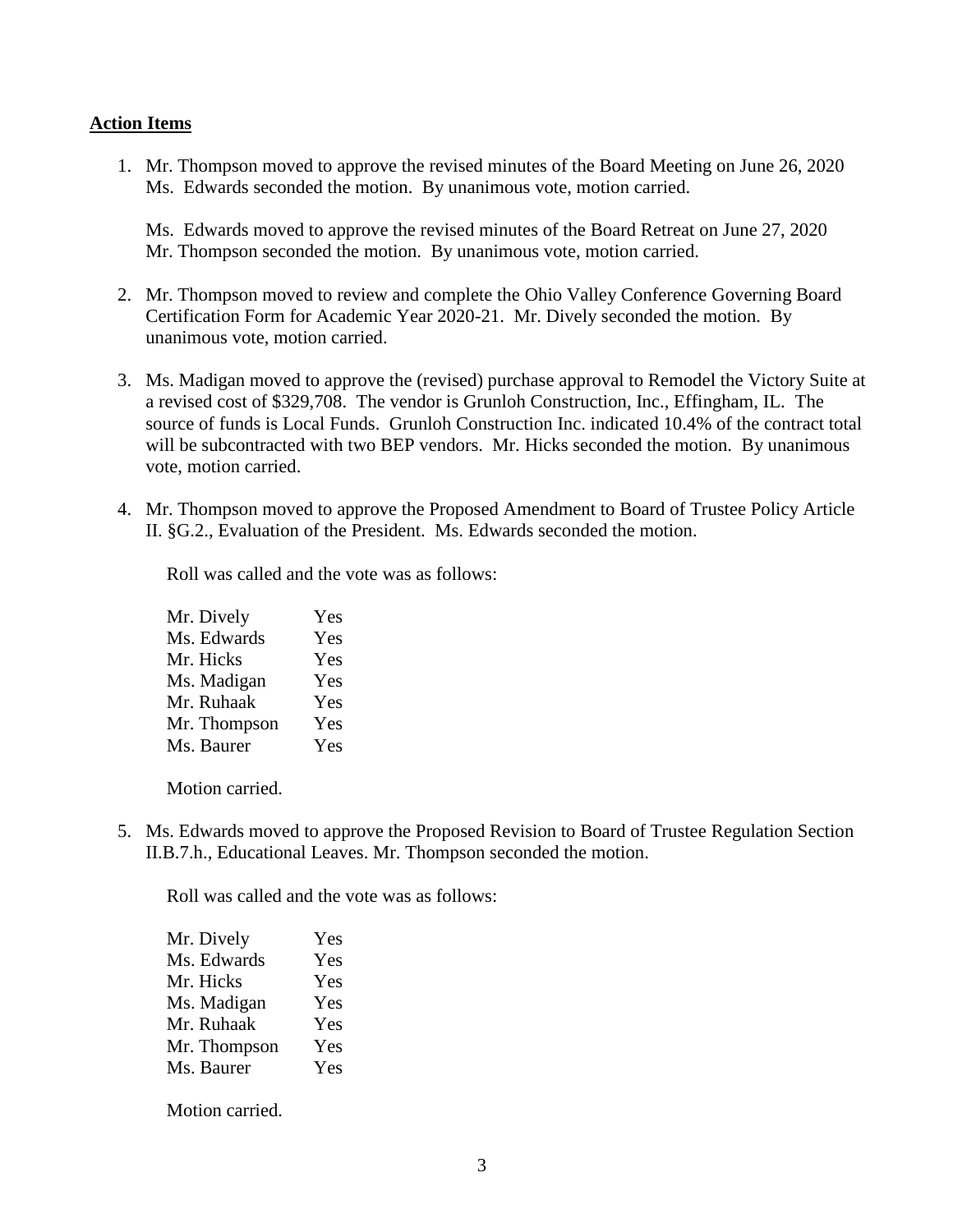**Action Items**

1. Mr. Thompson moved to approve the revised minutes of the Board Meeting on June 26, 2020 Ms. Edwards seconded the motion. By unanimous vote, motion carried.

   Ms. Edwards moved to approve the revised minutes of the Board Retreat on June 27, 2020 Mr. Thompson seconded the motion. By unanimous vote, motion carried.

2. Mr. Thompson moved to review and complete the Ohio Valley Conference Governing Board Certification Form for Academic Year 2020-21. Mr. Dively seconded the motion. By unanimous vote, motion carried.

3. Ms. Madigan moved to approve the (revised) purchase approval to Remodel the Victory Suite at a revised cost of $329,708. The vendor is Grunloh Construction, Inc., Effingham, IL. The source of funds is Local Funds. Grunloh Construction Inc. indicated 10.4% of the contract total will be subcontracted with two BEP vendors. Mr. Hicks seconded the motion. By unanimous vote, motion carried.

4. Mr. Thompson moved to approve the Proposed Amendment to Board of Trustee Policy Article II. §G.2., Evaluation of the President. Ms. Edwards seconded the motion.

   Roll was called and the vote was as follows:

   | | |
   |---|---|
   | Mr. Dively | Yes |
   | Ms. Edwards | Yes |
   | Mr. Hicks | Yes |
   | Ms. Madigan | Yes |
   | Mr. Ruhaak | Yes |
   | Mr. Thompson | Yes |
   | Ms. Baurer | Yes |

   Motion carried.

5. Ms. Edwards moved to approve the Proposed Revision to Board of Trustee Regulation Section II.B.7.h., Educational Leaves. Mr. Thompson seconded the motion.

   Roll was called and the vote was as follows:

   | | |
   |---|---|
   | Mr. Dively | Yes |
   | Ms. Edwards | Yes |
   | Mr. Hicks | Yes |
   | Ms. Madigan | Yes |
   | Mr. Ruhaak | Yes |
   | Mr. Thompson | Yes |
   | Ms. Baurer | Yes |

   Motion carried.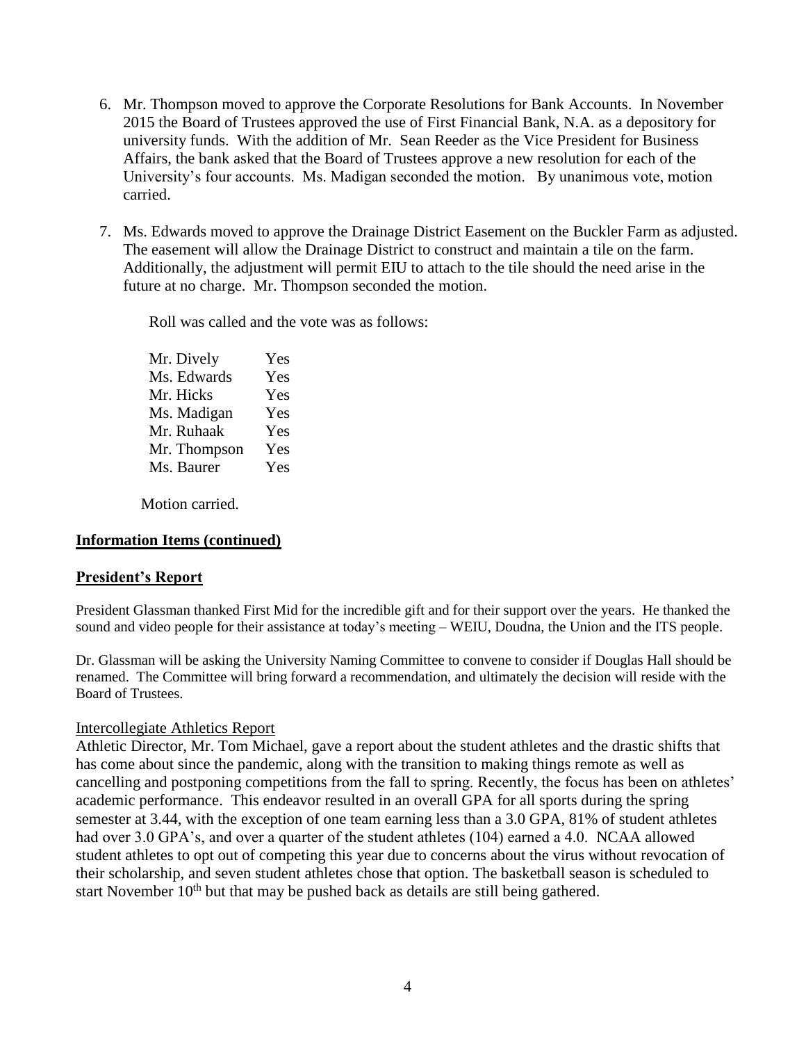6. Mr. Thompson moved to approve the Corporate Resolutions for Bank Accounts. In November 2015 the Board of Trustees approved the use of First Financial Bank, N.A. as a depository for university funds. With the addition of Mr. Sean Reeder as the Vice President for Business Affairs, the bank asked that the Board of Trustees approve a new resolution for each of the University's four accounts. Ms. Madigan seconded the motion. By unanimous vote, motion carried.

7. Ms. Edwards moved to approve the Drainage District Easement on the Buckler Farm as adjusted. The easement will allow the Drainage District to construct and maintain a tile on the farm. Additionally, the adjustment will permit EIU to attach to the tile should the need arise in the future at no charge. Mr. Thompson seconded the motion.

   Roll was called and the vote was as follows:

   | | |
   |---|---|
   | Mr. Dively | Yes |
   | Ms. Edwards | Yes |
   | Mr. Hicks | Yes |
   | Ms. Madigan | Yes |
   | Mr. Ruhaak | Yes |
   | Mr. Thompson | Yes |
   | Ms. Baurer | Yes |

   Motion carried.

**Information Items (continued)**

**President's Report**

President Glassman thanked First Mid for the incredible gift and for their support over the years. He thanked the sound and video people for their assistance at today's meeting – WEIU, Doudna, the Union and the ITS people.

Dr. Glassman will be asking the University Naming Committee to convene to consider if Douglas Hall should be renamed. The Committee will bring forward a recommendation, and ultimately the decision will reside with the Board of Trustees.

Intercollegiate Athletics Report

Athletic Director, Mr. Tom Michael, gave a report about the student athletes and the drastic shifts that has come about since the pandemic, along with the transition to making things remote as well as cancelling and postponing competitions from the fall to spring. Recently, the focus has been on athletes' academic performance. This endeavor resulted in an overall GPA for all sports during the spring semester at 3.44, with the exception of one team earning less than a 3.0 GPA, 81% of student athletes had over 3.0 GPA's, and over a quarter of the student athletes (104) earned a 4.0. NCAA allowed student athletes to opt out of competing this year due to concerns about the virus without revocation of their scholarship, and seven student athletes chose that option. The basketball season is scheduled to start November 10th but that may be pushed back as details are still being gathered.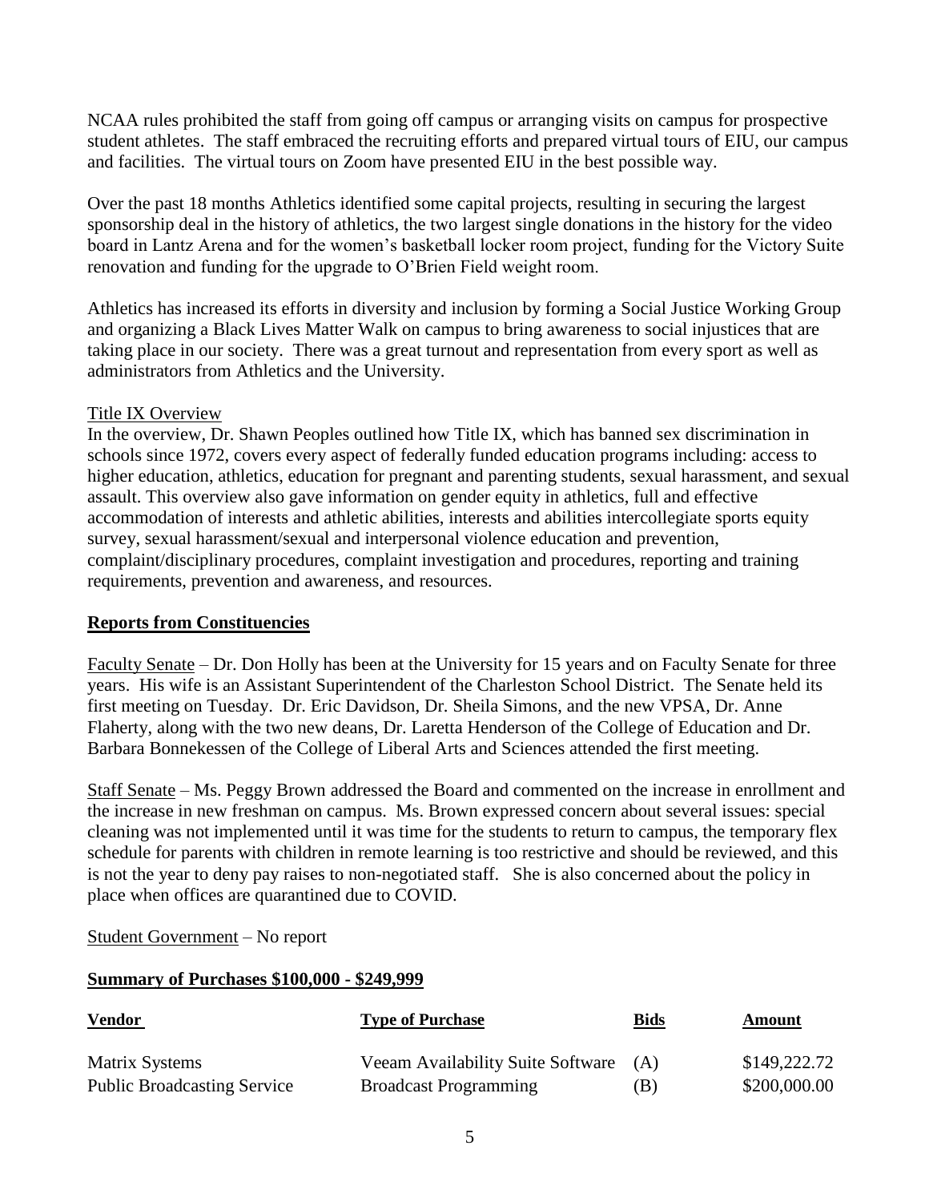NCAA rules prohibited the staff from going off campus or arranging visits on campus for prospective student athletes. The staff embraced the recruiting efforts and prepared virtual tours of EIU, our campus and facilities. The virtual tours on Zoom have presented EIU in the best possible way.

Over the past 18 months Athletics identified some capital projects, resulting in securing the largest sponsorship deal in the history of athletics, the two largest single donations in the history for the video board in Lantz Arena and for the women's basketball locker room project, funding for the Victory Suite renovation and funding for the upgrade to O'Brien Field weight room.

Athletics has increased its efforts in diversity and inclusion by forming a Social Justice Working Group and organizing a Black Lives Matter Walk on campus to bring awareness to social injustices that are taking place in our society. There was a great turnout and representation from every sport as well as administrators from Athletics and the University.

Title IX Overview

In the overview, Dr. Shawn Peoples outlined how Title IX, which has banned sex discrimination in schools since 1972, covers every aspect of federally funded education programs including: access to higher education, athletics, education for pregnant and parenting students, sexual harassment, and sexual assault. This overview also gave information on gender equity in athletics, full and effective accommodation of interests and athletic abilities, interests and abilities intercollegiate sports equity survey, sexual harassment/sexual and interpersonal violence education and prevention, complaint/disciplinary procedures, complaint investigation and procedures, reporting and training requirements, prevention and awareness, and resources.

## Reports from Constituencies

Faculty Senate – Dr. Don Holly has been at the University for 15 years and on Faculty Senate for three years. His wife is an Assistant Superintendent of the Charleston School District. The Senate held its first meeting on Tuesday. Dr. Eric Davidson, Dr. Sheila Simons, and the new VPSA, Dr. Anne Flaherty, along with the two new deans, Dr. Laretta Henderson of the College of Education and Dr. Barbara Bonnekessen of the College of Liberal Arts and Sciences attended the first meeting.

Staff Senate – Ms. Peggy Brown addressed the Board and commented on the increase in enrollment and the increase in new freshman on campus. Ms. Brown expressed concern about several issues: special cleaning was not implemented until it was time for the students to return to campus, the temporary flex schedule for parents with children in remote learning is too restrictive and should be reviewed, and this is not the year to deny pay raises to non-negotiated staff. She is also concerned about the policy in place when offices are quarantined due to COVID.

Student Government – No report

## Summary of Purchases $100,000 - $249,999

| Vendor | Type of Purchase | Bids | Amount |
|---|---|---|---|
| Matrix Systems | Veeam Availability Suite Software | (A) | $149,222.72 |
| Public Broadcasting Service | Broadcast Programming | (B) | $200,000.00 |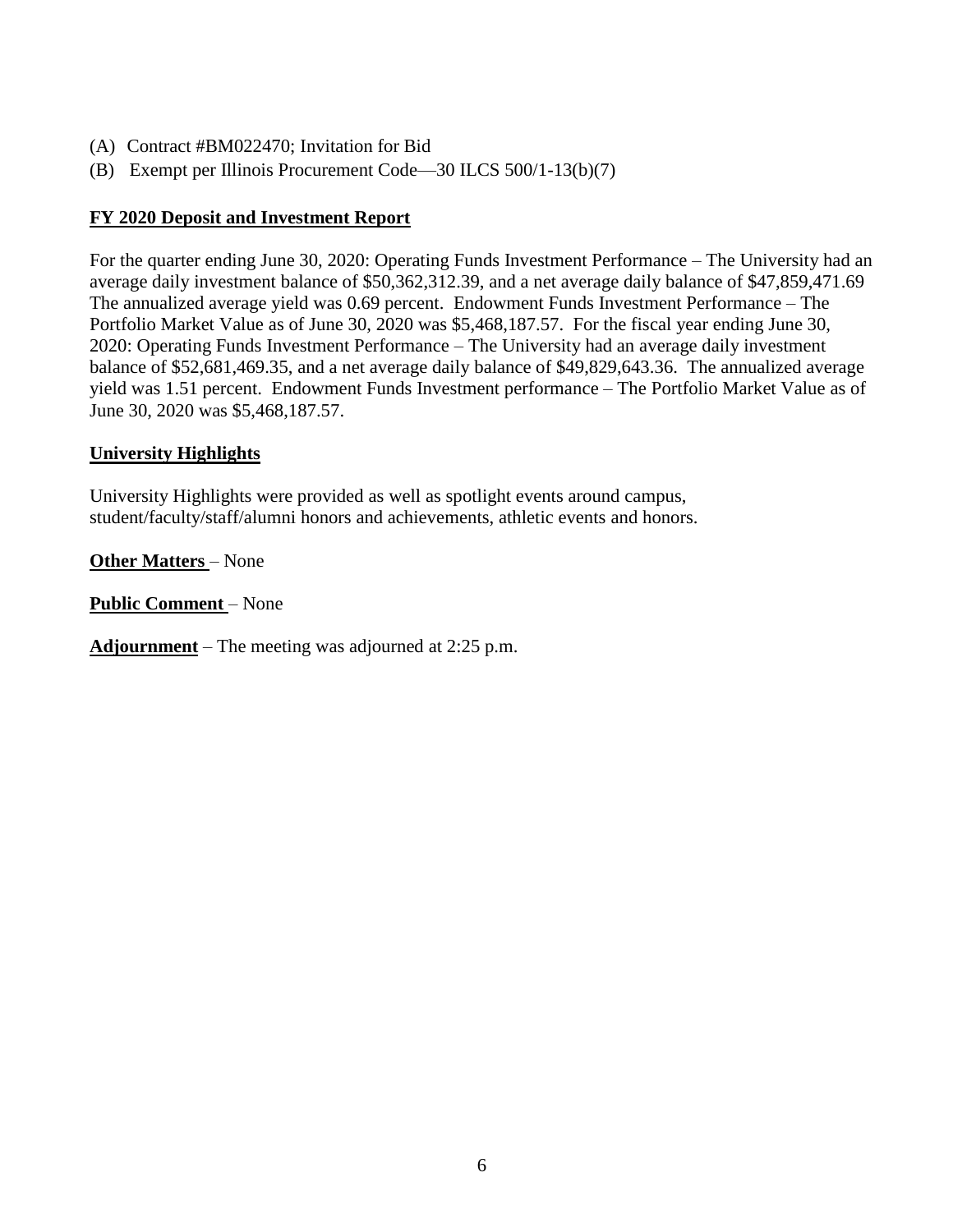(A) Contract #BM022470; Invitation for Bid

(B) Exempt per Illinois Procurement Code—30 ILCS 500/1-13(b)(7)

**FY 2020 Deposit and Investment Report**

For the quarter ending June 30, 2020: Operating Funds Investment Performance – The University had an average daily investment balance of $50,362,312.39, and a net average daily balance of $47,859,471.69 The annualized average yield was 0.69 percent. Endowment Funds Investment Performance – The Portfolio Market Value as of June 30, 2020 was $5,468,187.57. For the fiscal year ending June 30, 2020: Operating Funds Investment Performance – The University had an average daily investment balance of $52,681,469.35, and a net average daily balance of $49,829,643.36. The annualized average yield was 1.51 percent. Endowment Funds Investment performance – The Portfolio Market Value as of June 30, 2020 was $5,468,187.57.

**University Highlights**

University Highlights were provided as well as spotlight events around campus, student/faculty/staff/alumni honors and achievements, athletic events and honors.

**Other Matters** – None

**Public Comment** – None

**Adjournment** – The meeting was adjourned at 2:25 p.m.